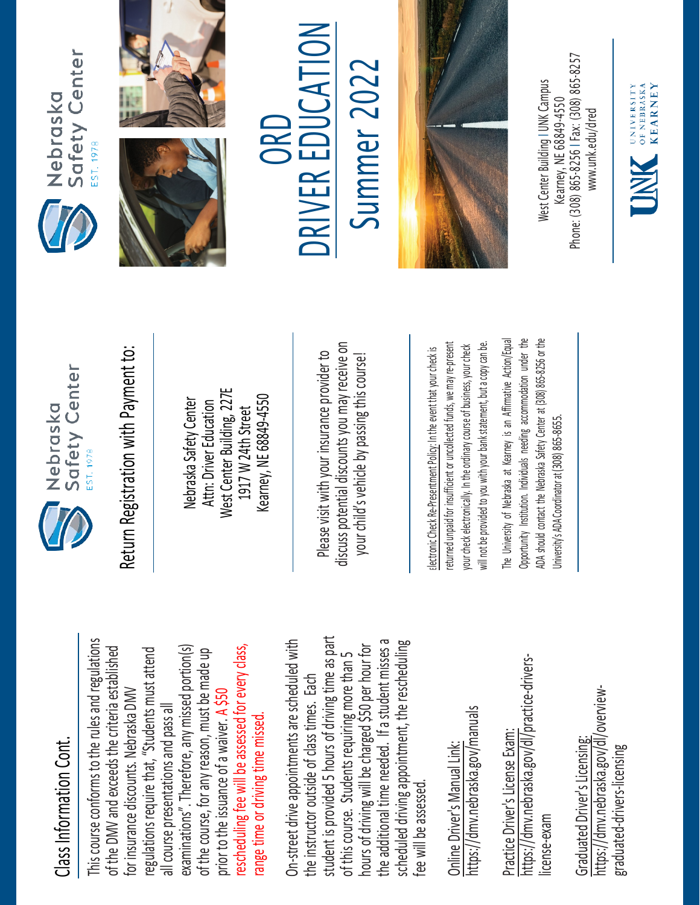## Class Information Cont.

This course conforms to the rules and regulations of the DMV and exceeds the criteria established for insurance discounts. Nebraska DMV regulations require that, "Students must attend all course presentations and pass all examinations". Therefore, any missed portion(s) of the course, for any reason, must be made up prior to the issuance of a waiver. A $50 rescheduling fee will be assessed for every class, range time or driving time missed.

On-street drive appointments are scheduled with the instructor outside of class times. Each student is provided 5 hours of driving time as part of this course. Students requiring more than 5 hours of driving will be charged $50 per hour for the additional time needed. If a student misses a scheduled driving appointment, the rescheduling fee will be assessed.

Online Driver's Manual Link:
https://dmv.nebraska.gov/manuals

Practice Driver's License Exam:
https://dmv.nebraska.gov/dl/practice-drivers-license-exam

Graduated Driver's Licensing:
https://dmv.nebraska.gov/dl/overview-graduated-drivers-licensing

Nebraska Safety Center
EST. 1978

## Return Registration with Payment to:

Nebraska Safety Center
Attn: Driver Education
West Center Building, 227E
1917 W 24th Street
Kearney, NE 68849-4550

Please visit with your insurance provider to discuss potential discounts you may receive on your child's vehicle by passing this course!

Electronic Check Re-Presentment Policy: In the event that your check is returned unpaid for insufficient or uncollected funds, we may re-present your check electronically. In the ordinary course of business, your check will not be provided to you with your bank statement, but a copy can be.

The University of Nebraska at Kearney is an Affirmative Action/Equal Opportunity Institution. Individuals needing accommodation under the ADA should contact the Nebraska Safety Center at (308) 865-8256 or the University's ADA Coordinator at (308) 865-8655.

Nebraska Safety Center
EST. 1978

# ORD DRIVER EDUCATION
# Summer 2022

West Center Building | UNK Campus
Kearney, NE 68849-4550
Phone: (308) 865-8256 | Fax: (308) 865-8257
www.unk.edu/dred

UNK University of Nebraska Kearney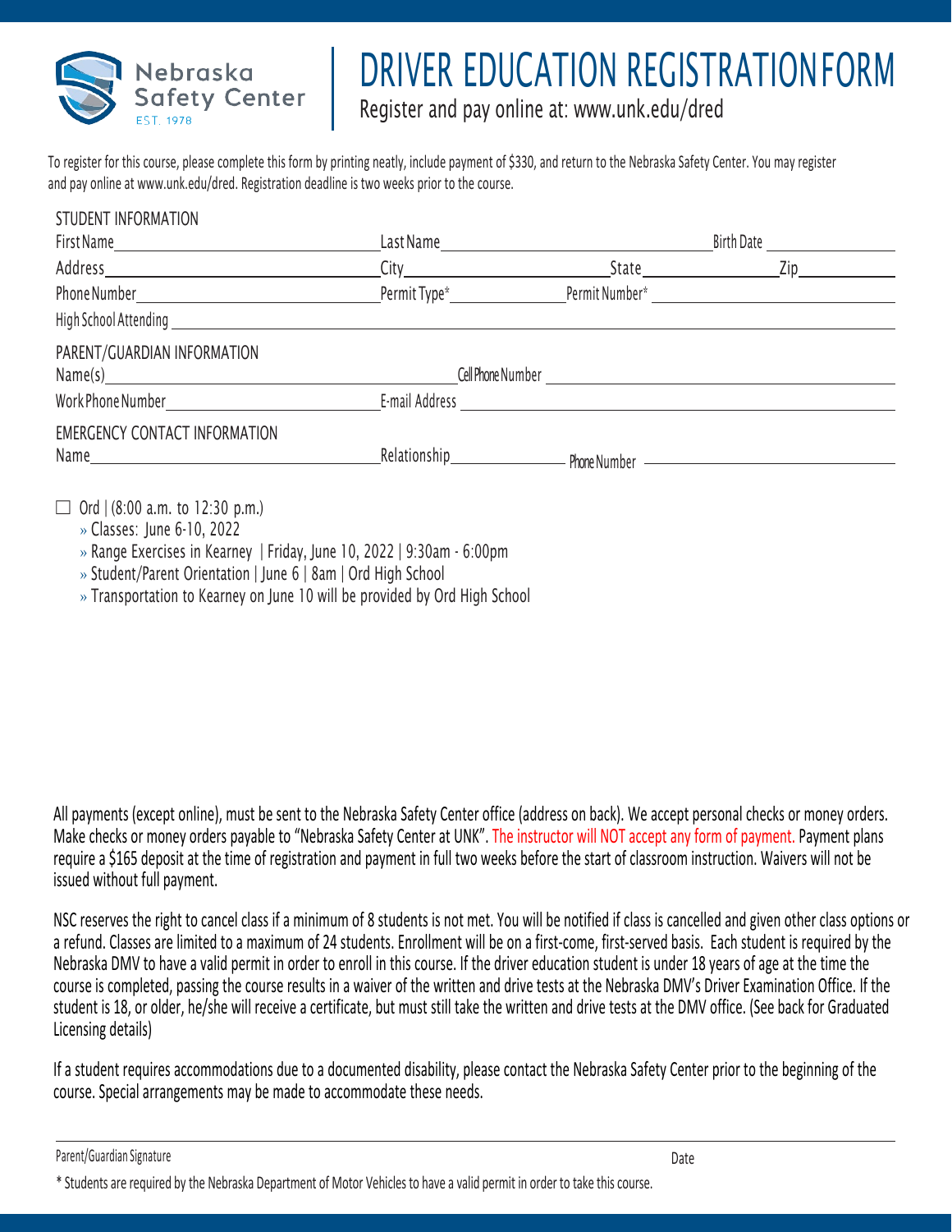Nebraska Safety Center
EST. 1978

# DRIVER EDUCATION REGISTRATION FORM

Register and pay online at: www.unk.edu/dred

To register for this course, please complete this form by printing neatly, include payment of $330, and return to the Nebraska Safety Center. You may register and pay online at www.unk.edu/dred. Registration deadline is two weeks prior to the course.

## STUDENT INFORMATION

First Name\_\_\_\_\_\_\_\_\_\_ Last Name\_\_\_\_\_\_\_\_\_\_ Birth Date\_\_\_\_\_\_\_\_\_\_

Address\_\_\_\_\_\_\_\_\_\_ City\_\_\_\_\_\_\_\_\_\_ State\_\_\_\_\_\_\_\_\_\_ Zip\_\_\_\_\_\_\_\_\_\_

Phone Number\_\_\_\_\_\_\_\_\_\_ Permit Type*\_\_\_\_\_\_\_\_\_\_ Permit Number*\_\_\_\_\_\_\_\_\_\_

High School Attending\_\_\_\_\_\_\_\_\_\_

## PARENT/GUARDIAN INFORMATION

Name(s)\_\_\_\_\_\_\_\_\_\_ Cell Phone Number\_\_\_\_\_\_\_\_\_\_

Work Phone Number\_\_\_\_\_\_\_\_\_\_ E-mail Address\_\_\_\_\_\_\_\_\_\_

## EMERGENCY CONTACT INFORMATION

Name\_\_\_\_\_\_\_\_\_\_ Relationship\_\_\_\_\_\_\_\_\_\_ Phone Number\_\_\_\_\_\_\_\_\_\_

☐ Ord | (8:00 a.m. to 12:30 p.m.)

- » Classes: June 6-10, 2022
- » Range Exercises in Kearney | Friday, June 10, 2022 | 9:30am - 6:00pm
- » Student/Parent Orientation | June 6 | 8am | Ord High School
- » Transportation to Kearney on June 10 will be provided by Ord High School

All payments (except online), must be sent to the Nebraska Safety Center office (address on back). We accept personal checks or money orders. Make checks or money orders payable to "Nebraska Safety Center at UNK". The instructor will NOT accept any form of payment. Payment plans require a $165 deposit at the time of registration and payment in full two weeks before the start of classroom instruction. Waivers will not be issued without full payment.

NSC reserves the right to cancel class if a minimum of 8 students is not met. You will be notified if class is cancelled and given other class options or a refund. Classes are limited to a maximum of 24 students. Enrollment will be on a first-come, first-served basis. Each student is required by the Nebraska DMV to have a valid permit in order to enroll in this course. If the driver education student is under 18 years of age at the time the course is completed, passing the course results in a waiver of the written and drive tests at the Nebraska DMV's Driver Examination Office. If the student is 18, or older, he/she will receive a certificate, but must still take the written and drive tests at the DMV office. (See back for Graduated Licensing details)

If a student requires accommodations due to a documented disability, please contact the Nebraska Safety Center prior to the beginning of the course. Special arrangements may be made to accommodate these needs.

Parent/Guardian Signature\_\_\_\_\_\_\_\_\_\_ Date\_\_\_\_\_\_\_\_\_\_

* Students are required by the Nebraska Department of Motor Vehicles to have a valid permit in order to take this course.